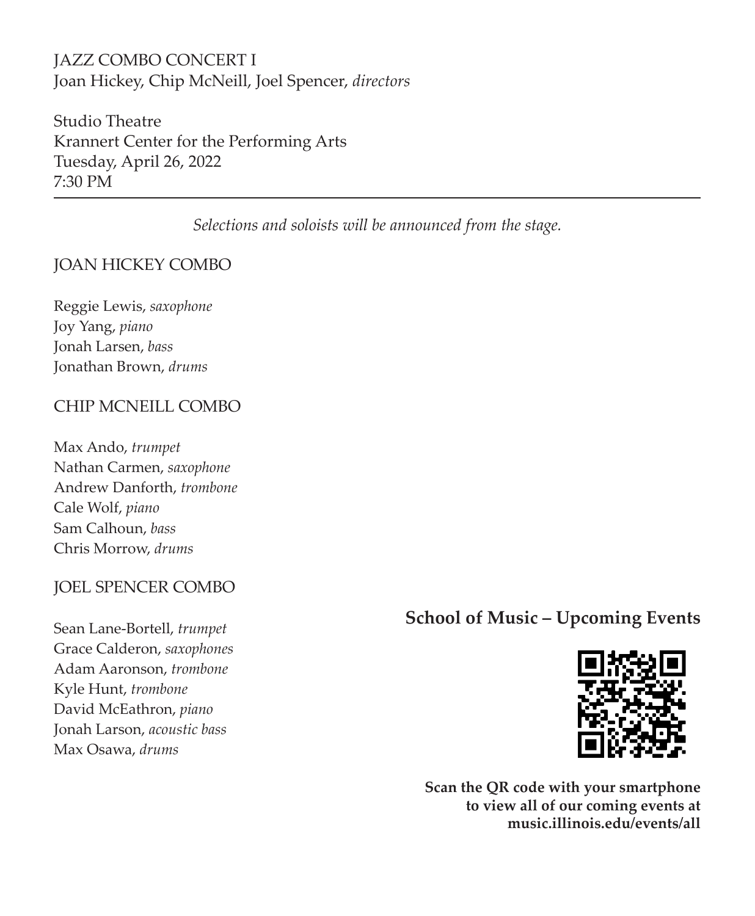JAZZ COMBO CONCERT I
Joan Hickey, Chip McNeill, Joel Spencer, *directors*

Studio Theatre
Krannert Center for the Performing Arts
Tuesday, April 26, 2022
7:30 PM

---

*Selections and soloists will be announced from the stage.*

## JOAN HICKEY COMBO

Reggie Lewis, *saxophone*
Joy Yang, *piano*
Jonah Larsen, *bass*
Jonathan Brown, *drums*

## CHIP MCNEILL COMBO

Max Ando, *trumpet*
Nathan Carmen, *saxophone*
Andrew Danforth, *trombone*
Cale Wolf, *piano*
Sam Calhoun, *bass*
Chris Morrow, *drums*

## JOEL SPENCER COMBO

Sean Lane-Bortell, *trumpet*
Grace Calderon, *saxophones*
Adam Aaronson, *trombone*
Kyle Hunt, *trombone*
David McEathron, *piano*
Jonah Larson, *acoustic bass*
Max Osawa, *drums*

**School of Music – Upcoming Events**

**Scan the QR code with your smartphone to view all of our coming events at music.illinois.edu/events/all**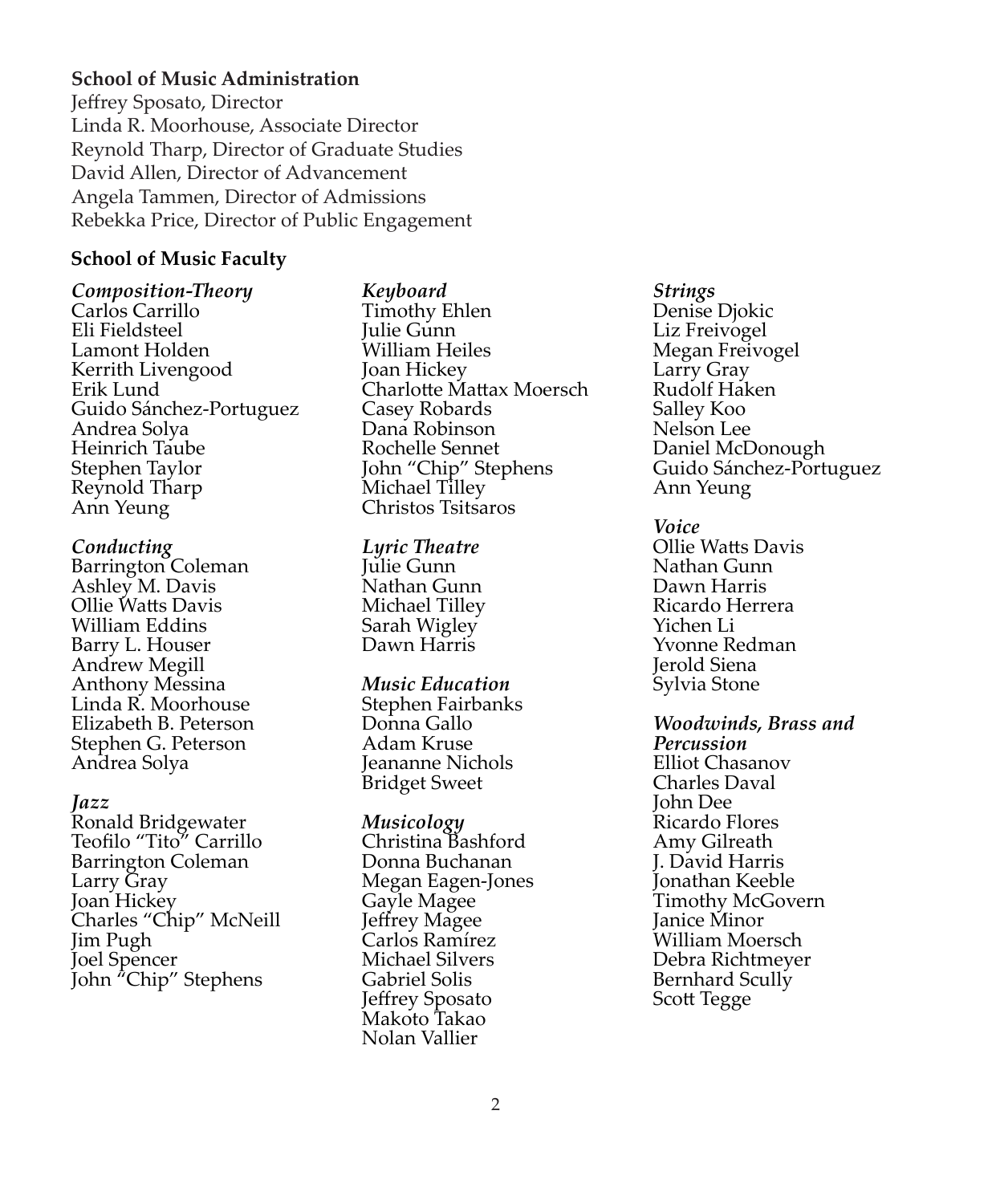**School of Music Administration**

Jeffrey Sposato, Director
Linda R. Moorhouse, Associate Director
Reynold Tharp, Director of Graduate Studies
David Allen, Director of Advancement
Angela Tammen, Director of Admissions
Rebekka Price, Director of Public Engagement

**School of Music Faculty**

***Composition-Theory***
Carlos Carrillo
Eli Fieldsteel
Lamont Holden
Kerrith Livengood
Erik Lund
Guido Sánchez-Portuguez
Andrea Solya
Heinrich Taube
Stephen Taylor
Reynold Tharp
Ann Yeung

***Conducting***
Barrington Coleman
Ashley M. Davis
Ollie Watts Davis
William Eddins
Barry L. Houser
Andrew Megill
Anthony Messina
Linda R. Moorhouse
Elizabeth B. Peterson
Stephen G. Peterson
Andrea Solya

***Jazz***
Ronald Bridgewater
Teofilo "Tito" Carrillo
Barrington Coleman
Larry Gray
Joan Hickey
Charles "Chip" McNeill
Jim Pugh
Joel Spencer
John "Chip" Stephens

***Keyboard***
Timothy Ehlen
Julie Gunn
William Heiles
Joan Hickey
Charlotte Mattax Moersch
Casey Robards
Dana Robinson
Rochelle Sennet
John "Chip" Stephens
Michael Tilley
Christos Tsitsaros

***Lyric Theatre***
Julie Gunn
Nathan Gunn
Michael Tilley
Sarah Wigley
Dawn Harris

***Music Education***
Stephen Fairbanks
Donna Gallo
Adam Kruse
Jeananne Nichols
Bridget Sweet

***Musicology***
Christina Bashford
Donna Buchanan
Megan Eagen-Jones
Gayle Magee
Jeffrey Magee
Carlos Ramírez
Michael Silvers
Gabriel Solis
Jeffrey Sposato
Makoto Takao
Nolan Vallier

***Strings***
Denise Djokic
Liz Freivogel
Megan Freivogel
Larry Gray
Rudolf Haken
Salley Koo
Nelson Lee
Daniel McDonough
Guido Sánchez-Portuguez
Ann Yeung

***Voice***
Ollie Watts Davis
Nathan Gunn
Dawn Harris
Ricardo Herrera
Yichen Li
Yvonne Redman
Jerold Siena
Sylvia Stone

***Woodwinds, Brass and Percussion***
Elliot Chasanov
Charles Daval
John Dee
Ricardo Flores
Amy Gilreath
J. David Harris
Jonathan Keeble
Timothy McGovern
Janice Minor
William Moersch
Debra Richtmeyer
Bernhard Scully
Scott Tegge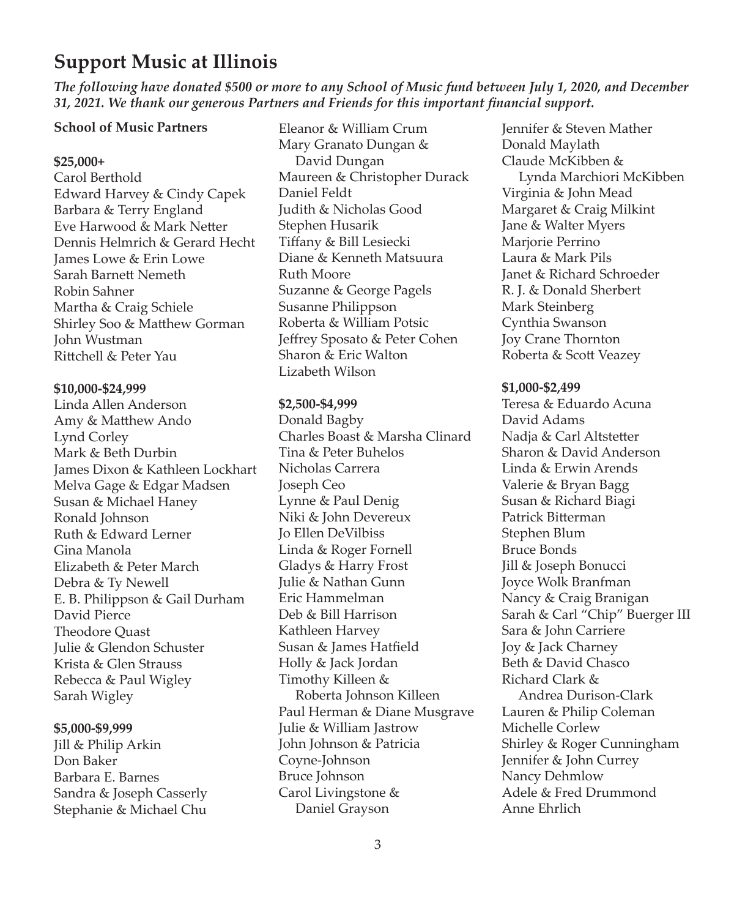# Support Music at Illinois

***The following have donated \$500 or more to any School of Music fund between July 1, 2020, and December 31, 2021. We thank our generous Partners and Friends for this important financial support.***

## School of Music Partners

### \$25,000+

Carol Berthold
Edward Harvey & Cindy Capek
Barbara & Terry England
Eve Harwood & Mark Netter
Dennis Helmrich & Gerard Hecht
James Lowe & Erin Lowe
Sarah Barnett Nemeth
Robin Sahner
Martha & Craig Schiele
Shirley Soo & Matthew Gorman
John Wustman
Rittchell & Peter Yau

### \$10,000-\$24,999

Linda Allen Anderson
Amy & Matthew Ando
Lynd Corley
Mark & Beth Durbin
James Dixon & Kathleen Lockhart
Melva Gage & Edgar Madsen
Susan & Michael Haney
Ronald Johnson
Ruth & Edward Lerner
Gina Manola
Elizabeth & Peter March
Debra & Ty Newell
E. B. Philippson & Gail Durham
David Pierce
Theodore Quast
Julie & Glendon Schuster
Krista & Glen Strauss
Rebecca & Paul Wigley
Sarah Wigley

### \$5,000-\$9,999

Jill & Philip Arkin
Don Baker
Barbara E. Barnes
Sandra & Joseph Casserly
Stephanie & Michael Chu
Eleanor & William Crum
Mary Granato Dungan & David Dungan
Maureen & Christopher Durack
Daniel Feldt
Judith & Nicholas Good
Stephen Husarik
Tiffany & Bill Lesiecki
Diane & Kenneth Matsuura
Ruth Moore
Suzanne & George Pagels
Susanne Philippson
Roberta & William Potsic
Jeffrey Sposato & Peter Cohen
Sharon & Eric Walton
Lizabeth Wilson

### \$2,500-\$4,999

Donald Bagby
Charles Boast & Marsha Clinard
Tina & Peter Buhelos
Nicholas Carrera
Joseph Ceo
Lynne & Paul Denig
Niki & John Devereux
Jo Ellen DeVilbiss
Linda & Roger Fornell
Gladys & Harry Frost
Julie & Nathan Gunn
Eric Hammelman
Deb & Bill Harrison
Kathleen Harvey
Susan & James Hatfield
Holly & Jack Jordan
Timothy Killeen & Roberta Johnson Killeen
Paul Herman & Diane Musgrave
Julie & William Jastrow
John Johnson & Patricia Coyne-Johnson
Bruce Johnson
Carol Livingstone & Daniel Grayson
Jennifer & Steven Mather
Donald Maylath
Claude McKibben & Lynda Marchiori McKibben
Virginia & John Mead
Margaret & Craig Milkint
Jane & Walter Myers
Marjorie Perrino
Laura & Mark Pils
Janet & Richard Schroeder
R. J. & Donald Sherbert
Mark Steinberg
Cynthia Swanson
Joy Crane Thornton
Roberta & Scott Veazey

### \$1,000-\$2,499

Teresa & Eduardo Acuna
David Adams
Nadja & Carl Altstetter
Sharon & David Anderson
Linda & Erwin Arends
Valerie & Bryan Bagg
Susan & Richard Biagi
Patrick Bitterman
Stephen Blum
Bruce Bonds
Jill & Joseph Bonucci
Joyce Wolk Branfman
Nancy & Craig Branigan
Sarah & Carl "Chip" Buerger III
Sara & John Carriere
Joy & Jack Charney
Beth & David Chasco
Richard Clark & Andrea Durison-Clark
Lauren & Philip Coleman
Michelle Corlew
Shirley & Roger Cunningham
Jennifer & John Currey
Nancy Dehmlow
Adele & Fred Drummond
Anne Ehrlich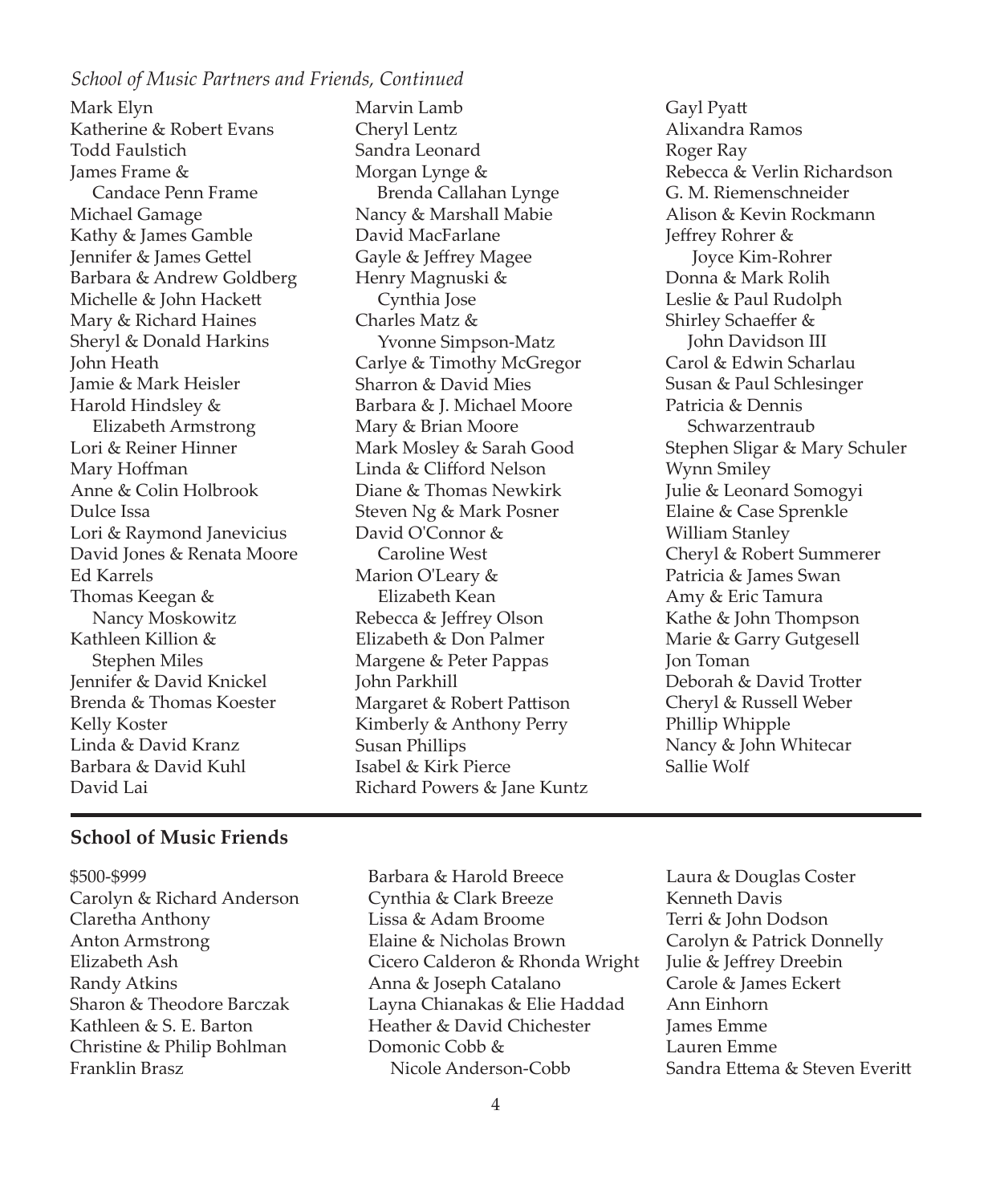*School of Music Partners and Friends, Continued*

Mark Elyn
Katherine & Robert Evans
Todd Faulstich
James Frame & Candace Penn Frame
Michael Gamage
Kathy & James Gamble
Jennifer & James Gettel
Barbara & Andrew Goldberg
Michelle & John Hackett
Mary & Richard Haines
Sheryl & Donald Harkins
John Heath
Jamie & Mark Heisler
Harold Hindsley & Elizabeth Armstrong
Lori & Reiner Hinner
Mary Hoffman
Anne & Colin Holbrook
Dulce Issa
Lori & Raymond Janevicius
David Jones & Renata Moore
Ed Karrels
Thomas Keegan & Nancy Moskowitz
Kathleen Killion & Stephen Miles
Jennifer & David Knickel
Brenda & Thomas Koester
Kelly Koster
Linda & David Kranz
Barbara & David Kuhl
David Lai
Marvin Lamb
Cheryl Lentz
Sandra Leonard
Morgan Lynge & Brenda Callahan Lynge
Nancy & Marshall Mabie
David MacFarlane
Gayle & Jeffrey Magee
Henry Magnuski & Cynthia Jose
Charles Matz & Yvonne Simpson-Matz
Carlye & Timothy McGregor
Sharron & David Mies
Barbara & J. Michael Moore
Mary & Brian Moore
Mark Mosley & Sarah Good
Linda & Clifford Nelson
Diane & Thomas Newkirk
Steven Ng & Mark Posner
David O'Connor & Caroline West
Marion O'Leary & Elizabeth Kean
Rebecca & Jeffrey Olson
Elizabeth & Don Palmer
Margene & Peter Pappas
John Parkhill
Margaret & Robert Pattison
Kimberly & Anthony Perry
Susan Phillips
Isabel & Kirk Pierce
Richard Powers & Jane Kuntz
Gayl Pyatt
Alixandra Ramos
Roger Ray
Rebecca & Verlin Richardson
G. M. Riemenschneider
Alison & Kevin Rockmann
Jeffrey Rohrer & Joyce Kim-Rohrer
Donna & Mark Rolih
Leslie & Paul Rudolph
Shirley Schaeffer & John Davidson III
Carol & Edwin Scharlau
Susan & Paul Schlesinger
Patricia & Dennis Schwarzentraub
Stephen Sligar & Mary Schuler
Wynn Smiley
Julie & Leonard Somogyi
Elaine & Case Sprenkle
William Stanley
Cheryl & Robert Summerer
Patricia & James Swan
Amy & Eric Tamura
Kathe & John Thompson
Marie & Garry Gutgesell
Jon Toman
Deborah & David Trotter
Cheryl & Russell Weber
Phillip Whipple
Nancy & John Whitecar
Sallie Wolf

## School of Music Friends

$500-$999

Carolyn & Richard Anderson
Claretha Anthony
Anton Armstrong
Elizabeth Ash
Randy Atkins
Sharon & Theodore Barczak
Kathleen & S. E. Barton
Christine & Philip Bohlman
Franklin Brasz
Barbara & Harold Breece
Cynthia & Clark Breeze
Lissa & Adam Broome
Elaine & Nicholas Brown
Cicero Calderon & Rhonda Wright
Anna & Joseph Catalano
Layna Chianakas & Elie Haddad
Heather & David Chichester
Domonic Cobb & Nicole Anderson-Cobb
Laura & Douglas Coster
Kenneth Davis
Terri & John Dodson
Carolyn & Patrick Donnelly
Julie & Jeffrey Dreebin
Carole & James Eckert
Ann Einhorn
James Emme
Lauren Emme
Sandra Ettema & Steven Everitt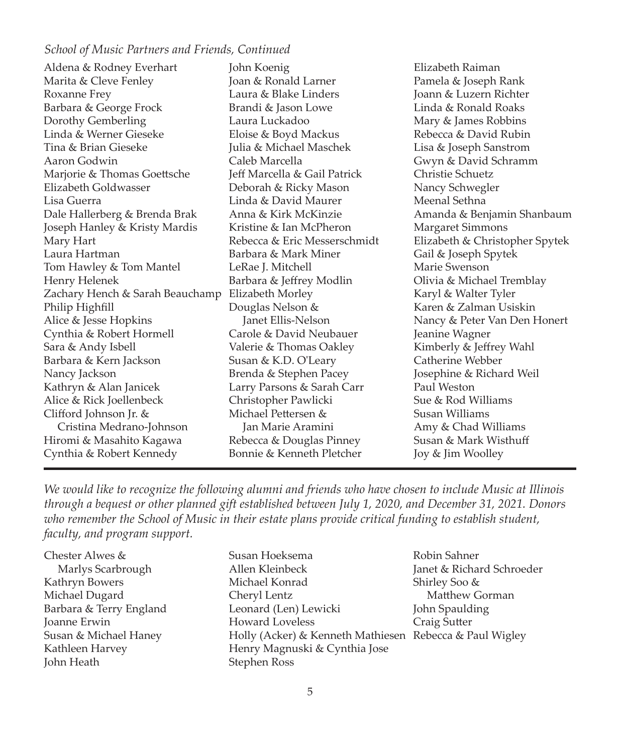*School of Music Partners and Friends, Continued*

Aldena & Rodney Everhart
Marita & Cleve Fenley
Roxanne Frey
Barbara & George Frock
Dorothy Gemberling
Linda & Werner Gieseke
Tina & Brian Gieseke
Aaron Godwin
Marjorie & Thomas Goettsche
Elizabeth Goldwasser
Lisa Guerra
Dale Hallerberg & Brenda Brak
Joseph Hanley & Kristy Mardis
Mary Hart
Laura Hartman
Tom Hawley & Tom Mantel
Henry Helenek
Zachary Hench & Sarah Beauchamp
Philip Highfill
Alice & Jesse Hopkins
Cynthia & Robert Hormell
Sara & Andy Isbell
Barbara & Kern Jackson
Nancy Jackson
Kathryn & Alan Janicek
Alice & Rick Joellenbeck
Clifford Johnson Jr. & Cristina Medrano-Johnson
Hiromi & Masahito Kagawa
Cynthia & Robert Kennedy
John Koenig
Joan & Ronald Larner
Laura & Blake Linders
Brandi & Jason Lowe
Laura Luckadoo
Eloise & Boyd Mackus
Julia & Michael Maschek
Caleb Marcella
Jeff Marcella & Gail Patrick
Deborah & Ricky Mason
Linda & David Maurer
Anna & Kirk McKinzie
Kristine & Ian McPheron
Rebecca & Eric Messerschmidt
Barbara & Mark Miner
LeRae J. Mitchell
Barbara & Jeffrey Modlin
Elizabeth Morley
Douglas Nelson & Janet Ellis-Nelson
Carole & David Neubauer
Valerie & Thomas Oakley
Susan & K.D. O'Leary
Brenda & Stephen Pacey
Larry Parsons & Sarah Carr
Christopher Pawlicki
Michael Pettersen & Jan Marie Aramini
Rebecca & Douglas Pinney
Bonnie & Kenneth Pletcher
Elizabeth Raiman
Pamela & Joseph Rank
Joann & Luzern Richter
Linda & Ronald Roaks
Mary & James Robbins
Rebecca & David Rubin
Lisa & Joseph Sanstrom
Gwyn & David Schramm
Christie Schuetz
Nancy Schwegler
Meenal Sethna
Amanda & Benjamin Shanbaum
Margaret Simmons
Elizabeth & Christopher Spytek
Gail & Joseph Spytek
Marie Swenson
Olivia & Michael Tremblay
Karyl & Walter Tyler
Karen & Zalman Usiskin
Nancy & Peter Van Den Honert
Jeanine Wagner
Kimberly & Jeffrey Wahl
Catherine Webber
Josephine & Richard Weil
Paul Weston
Sue & Rod Williams
Susan Williams
Amy & Chad Williams
Susan & Mark Wisthuff
Joy & Jim Woolley

---

*We would like to recognize the following alumni and friends who have chosen to include Music at Illinois through a bequest or other planned gift established between July 1, 2020, and December 31, 2021. Donors who remember the School of Music in their estate plans provide critical funding to establish student, faculty, and program support.*

Chester Alwes & Marlys Scarbrough
Kathryn Bowers
Michael Dugard
Barbara & Terry England
Joanne Erwin
Susan & Michael Haney
Kathleen Harvey
John Heath
Susan Hoeksema
Allen Kleinbeck
Michael Konrad
Cheryl Lentz
Leonard (Len) Lewicki
Howard Loveless
Holly (Acker) & Kenneth Mathiesen
Henry Magnuski & Cynthia Jose
Stephen Ross
Robin Sahner
Janet & Richard Schroeder
Shirley Soo & Matthew Gorman
John Spaulding
Craig Sutter
Rebecca & Paul Wigley